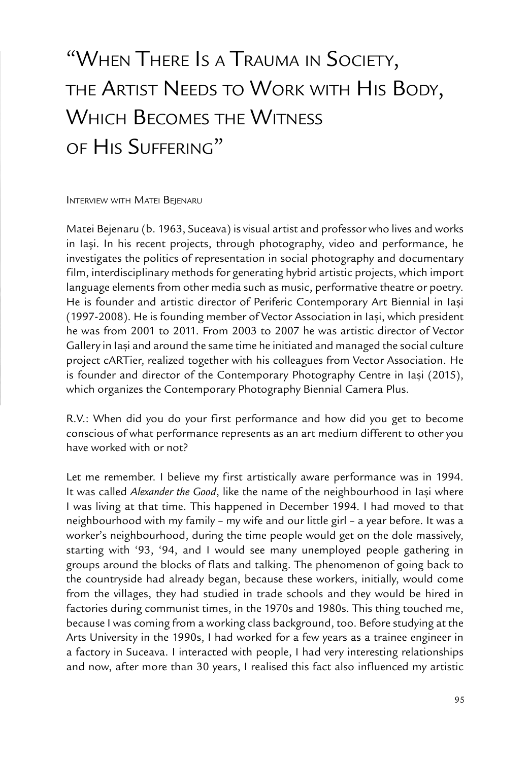# "When There Is a Trauma in Society, the Artist Needs to Work with His Body, Which Becomes the Witness of His Suffering"

Interview with Matei Bejenaru

Matei Bejenaru (b. 1963, Suceava) is visual artist and professor who lives and works in Iaşi. In his recent projects, through photography, video and performance, he investigates the politics of representation in social photography and documentary film, interdisciplinary methods for generating hybrid artistic projects, which import language elements from other media such as music, performative theatre or poetry. He is founder and artistic director of Periferic Contemporary Art Biennial in Iași (1997-2008). He is founding member of Vector Association in Iași, which president he was from 2001 to 2011. From 2003 to 2007 he was artistic director of Vector Gallery in Iași and around the same time he initiated and managed the social culture project cARTier, realized together with his colleagues from Vector Association. He is founder and director of the Contemporary Photography Centre in Iași (2015), which organizes the Contemporary Photography Biennial Camera Plus.

R.V.: When did you do your first performance and how did you get to become conscious of what performance represents as an art medium different to other you have worked with or not?

Let me remember. I believe my first artistically aware performance was in 1994. It was called *Alexander the Good*, like the name of the neighbourhood in Iași where I was living at that time. This happened in December 1994. I had moved to that neighbourhood with my family – my wife and our little girl – a year before. It was a worker's neighbourhood, during the time people would get on the dole massively, starting with '93, '94, and I would see many unemployed people gathering in groups around the blocks of flats and talking. The phenomenon of going back to the countryside had already began, because these workers, initially, would come from the villages, they had studied in trade schools and they would be hired in factories during communist times, in the 1970s and 1980s. This thing touched me, because I was coming from a working class background, too. Before studying at the Arts University in the 1990s, I had worked for a few years as a trainee engineer in a factory in Suceava. I interacted with people, I had very interesting relationships and now, after more than 30 years, I realised this fact also influenced my artistic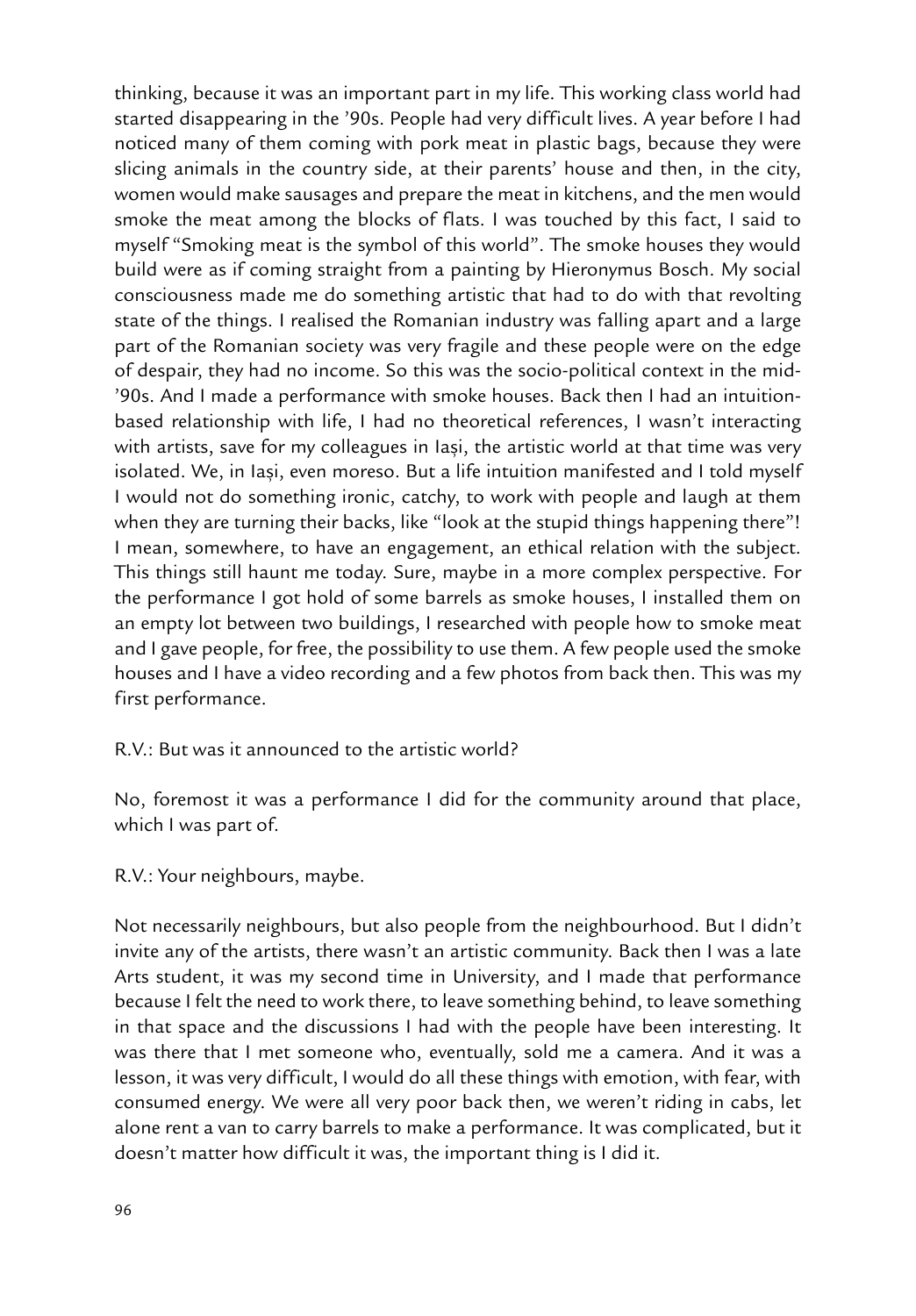thinking, because it was an important part in my life. This working class world had started disappearing in the '90s. People had very difficult lives. A year before I had noticed many of them coming with pork meat in plastic bags, because they were slicing animals in the country side, at their parents' house and then, in the city, women would make sausages and prepare the meat in kitchens, and the men would smoke the meat among the blocks of flats. I was touched by this fact, I said to myself "Smoking meat is the symbol of this world". The smoke houses they would build were as if coming straight from a painting by Hieronymus Bosch. My social consciousness made me do something artistic that had to do with that revolting state of the things. I realised the Romanian industry was falling apart and a large part of the Romanian society was very fragile and these people were on the edge of despair, they had no income. So this was the socio-political context in the mid-'90s. And I made a performance with smoke houses. Back then I had an intuition-based relationship with life, I had no theoretical references, I wasn't interacting with artists, save for my colleagues in Iași, the artistic world at that time was very isolated. We, in Iași, even moreso. But a life intuition manifested and I told myself I would not do something ironic, catchy, to work with people and laugh at them when they are turning their backs, like "look at the stupid things happening there"! I mean, somewhere, to have an engagement, an ethical relation with the subject. This things still haunt me today. Sure, maybe in a more complex perspective. For the performance I got hold of some barrels as smoke houses, I installed them on an empty lot between two buildings, I researched with people how to smoke meat and I gave people, for free, the possibility to use them. A few people used the smoke houses and I have a video recording and a few photos from back then. This was my first performance.

R.V.: But was it announced to the artistic world?

No, foremost it was a performance I did for the community around that place, which I was part of.

R.V.: Your neighbours, maybe.

Not necessarily neighbours, but also people from the neighbourhood. But I didn't invite any of the artists, there wasn't an artistic community. Back then I was a late Arts student, it was my second time in University, and I made that performance because I felt the need to work there, to leave something behind, to leave something in that space and the discussions I had with the people have been interesting. It was there that I met someone who, eventually, sold me a camera. And it was a lesson, it was very difficult, I would do all these things with emotion, with fear, with consumed energy. We were all very poor back then, we weren't riding in cabs, let alone rent a van to carry barrels to make a performance. It was complicated, but it doesn't matter how difficult it was, the important thing is I did it.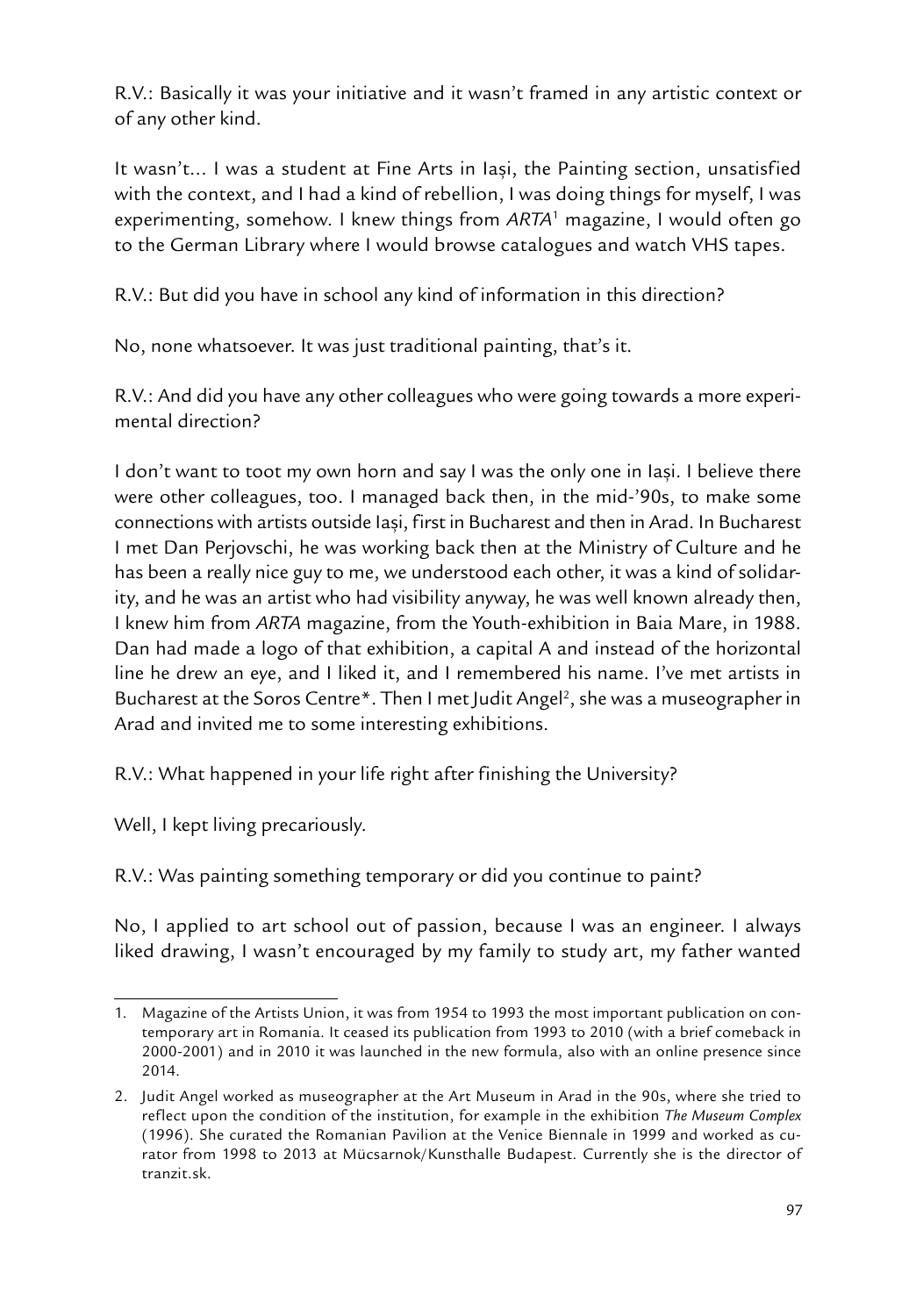R.V.: Basically it was your initiative and it wasn't framed in any artistic context or of any other kind.

It wasn't... I was a student at Fine Arts in Iași, the Painting section, unsatisfied with the context, and I had a kind of rebellion, I was doing things for myself, I was experimenting, somehow. I knew things from *ARTA*[1] magazine, I would often go to the German Library where I would browse catalogues and watch VHS tapes.

R.V.: But did you have in school any kind of information in this direction?

No, none whatsoever. It was just traditional painting, that's it.

R.V.: And did you have any other colleagues who were going towards a more experimental direction?

I don't want to toot my own horn and say I was the only one in Iași. I believe there were other colleagues, too. I managed back then, in the mid-'90s, to make some connections with artists outside Iași, first in Bucharest and then in Arad. In Bucharest I met Dan Perjovschi, he was working back then at the Ministry of Culture and he has been a really nice guy to me, we understood each other, it was a kind of solidarity, and he was an artist who had visibility anyway, he was well known already then, I knew him from *ARTA* magazine, from the Youth-exhibition in Baia Mare, in 1988. Dan had made a logo of that exhibition, a capital A and instead of the horizontal line he drew an eye, and I liked it, and I remembered his name. I've met artists in Bucharest at the Soros Centre*. Then I met Judit Angel[2], she was a museographer in Arad and invited me to some interesting exhibitions.

R.V.: What happened in your life right after finishing the University?

Well, I kept living precariously.

R.V.: Was painting something temporary or did you continue to paint?

No, I applied to art school out of passion, because I was an engineer. I always liked drawing, I wasn't encouraged by my family to study art, my father wanted

---

1. Magazine of the Artists Union, it was from 1954 to 1993 the most important publication on contemporary art in Romania. It ceased its publication from 1993 to 2010 (with a brief comeback in 2000-2001) and in 2010 it was launched in the new formula, also with an online presence since 2014.

2. Judit Angel worked as museographer at the Art Museum in Arad in the 90s, where she tried to reflect upon the condition of the institution, for example in the exhibition *The Museum Complex* (1996). She curated the Romanian Pavilion at the Venice Biennale in 1999 and worked as curator from 1998 to 2013 at Mücsarnok/Kunsthalle Budapest. Currently she is the director of tranzit.sk.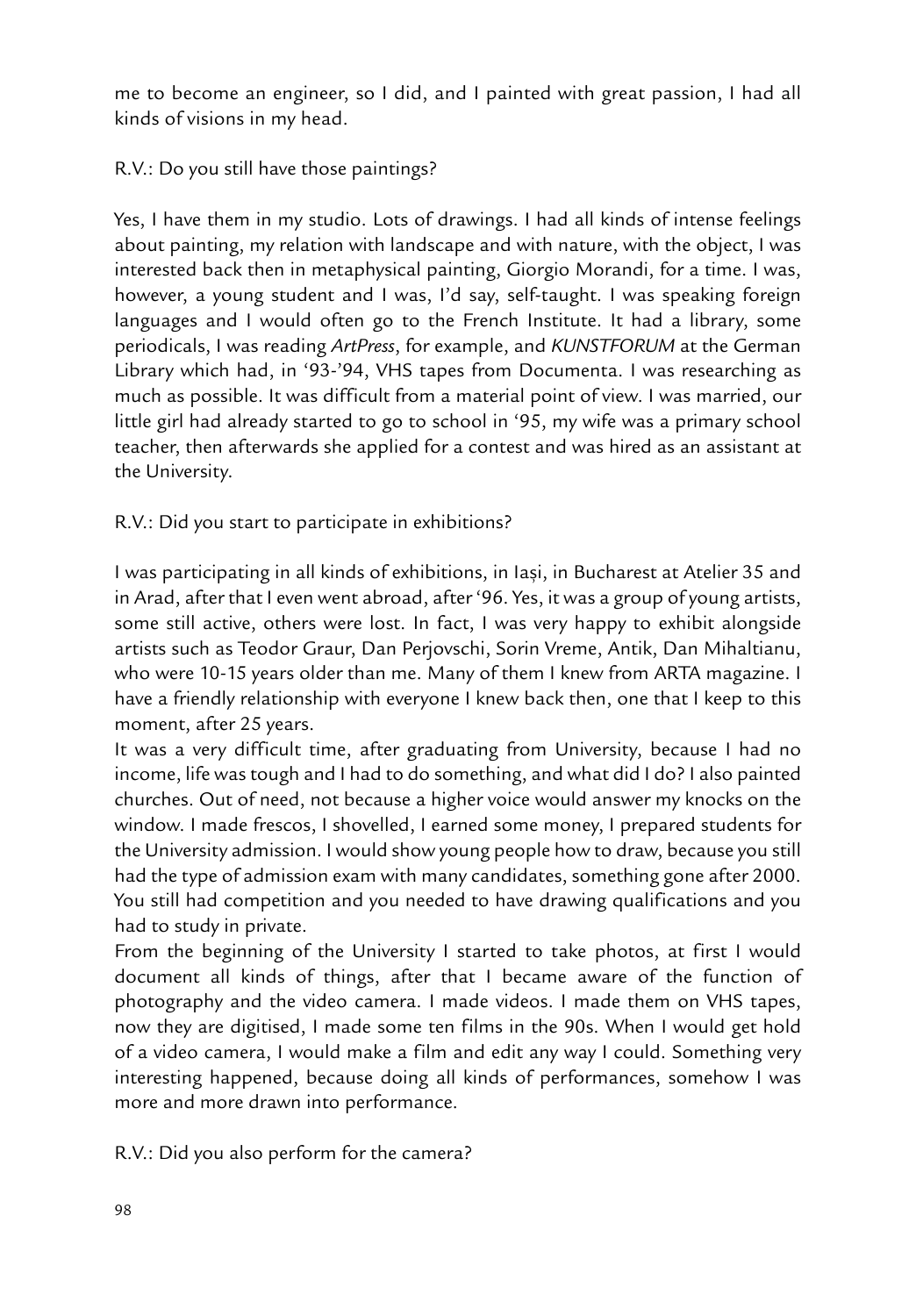me to become an engineer, so I did, and I painted with great passion, I had all kinds of visions in my head.

R.V.: Do you still have those paintings?

Yes, I have them in my studio. Lots of drawings. I had all kinds of intense feelings about painting, my relation with landscape and with nature, with the object, I was interested back then in metaphysical painting, Giorgio Morandi, for a time. I was, however, a young student and I was, I'd say, self-taught. I was speaking foreign languages and I would often go to the French Institute. It had a library, some periodicals, I was reading *ArtPress*, for example, and *KUNSTFORUM* at the German Library which had, in '93-'94, VHS tapes from Documenta. I was researching as much as possible. It was difficult from a material point of view. I was married, our little girl had already started to go to school in '95, my wife was a primary school teacher, then afterwards she applied for a contest and was hired as an assistant at the University.

R.V.: Did you start to participate in exhibitions?

I was participating in all kinds of exhibitions, in Iași, in Bucharest at Atelier 35 and in Arad, after that I even went abroad, after '96. Yes, it was a group of young artists, some still active, others were lost. In fact, I was very happy to exhibit alongside artists such as Teodor Graur, Dan Perjovschi, Sorin Vreme, Antik, Dan Mihaltianu, who were 10-15 years older than me. Many of them I knew from ARTA magazine. I have a friendly relationship with everyone I knew back then, one that I keep to this moment, after 25 years.

It was a very difficult time, after graduating from University, because I had no income, life was tough and I had to do something, and what did I do? I also painted churches. Out of need, not because a higher voice would answer my knocks on the window. I made frescos, I shovelled, I earned some money, I prepared students for the University admission. I would show young people how to draw, because you still had the type of admission exam with many candidates, something gone after 2000. You still had competition and you needed to have drawing qualifications and you had to study in private.

From the beginning of the University I started to take photos, at first I would document all kinds of things, after that I became aware of the function of photography and the video camera. I made videos. I made them on VHS tapes, now they are digitised, I made some ten films in the 90s. When I would get hold of a video camera, I would make a film and edit any way I could. Something very interesting happened, because doing all kinds of performances, somehow I was more and more drawn into performance.

R.V.: Did you also perform for the camera?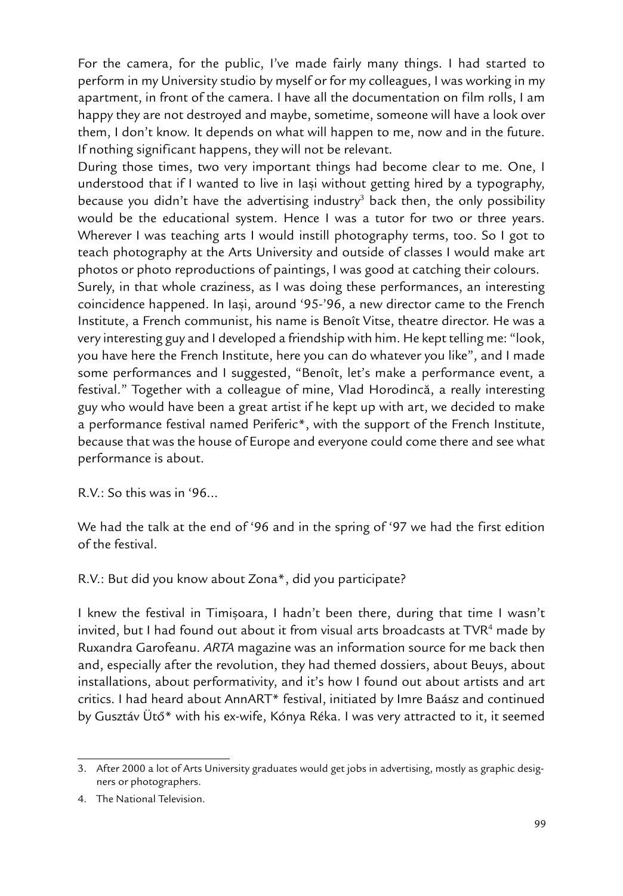For the camera, for the public, I've made fairly many things. I had started to perform in my University studio by myself or for my colleagues, I was working in my apartment, in front of the camera. I have all the documentation on film rolls, I am happy they are not destroyed and maybe, sometime, someone will have a look over them, I don't know. It depends on what will happen to me, now and in the future. If nothing significant happens, they will not be relevant.

During those times, two very important things had become clear to me. One, I understood that if I wanted to live in Iași without getting hired by a typography, because you didn't have the advertising industry[3] back then, the only possibility would be the educational system. Hence I was a tutor for two or three years. Wherever I was teaching arts I would instill photography terms, too. So I got to teach photography at the Arts University and outside of classes I would make art photos or photo reproductions of paintings, I was good at catching their colours.

Surely, in that whole craziness, as I was doing these performances, an interesting coincidence happened. In Iași, around '95-'96, a new director came to the French Institute, a French communist, his name is Benoît Vitse, theatre director. He was a very interesting guy and I developed a friendship with him. He kept telling me: "look, you have here the French Institute, here you can do whatever you like", and I made some performances and I suggested, "Benoît, let's make a performance event, a festival." Together with a colleague of mine, Vlad Horodincă, a really interesting guy who would have been a great artist if he kept up with art, we decided to make a performance festival named Periferic*, with the support of the French Institute, because that was the house of Europe and everyone could come there and see what performance is about.

R.V.: So this was in '96...

We had the talk at the end of '96 and in the spring of '97 we had the first edition of the festival.

R.V.: But did you know about Zona*, did you participate?

I knew the festival in Timișoara, I hadn't been there, during that time I wasn't invited, but I had found out about it from visual arts broadcasts at TVR[4] made by Ruxandra Garofeanu. *ARTA* magazine was an information source for me back then and, especially after the revolution, they had themed dossiers, about Beuys, about installations, about performativity, and it's how I found out about artists and art critics. I had heard about AnnART* festival, initiated by Imre Baász and continued by Gusztáv Ütő* with his ex-wife, Kónya Réka. I was very attracted to it, it seemed

---

3. After 2000 a lot of Arts University graduates would get jobs in advertising, mostly as graphic designers or photographers.

4. The National Television.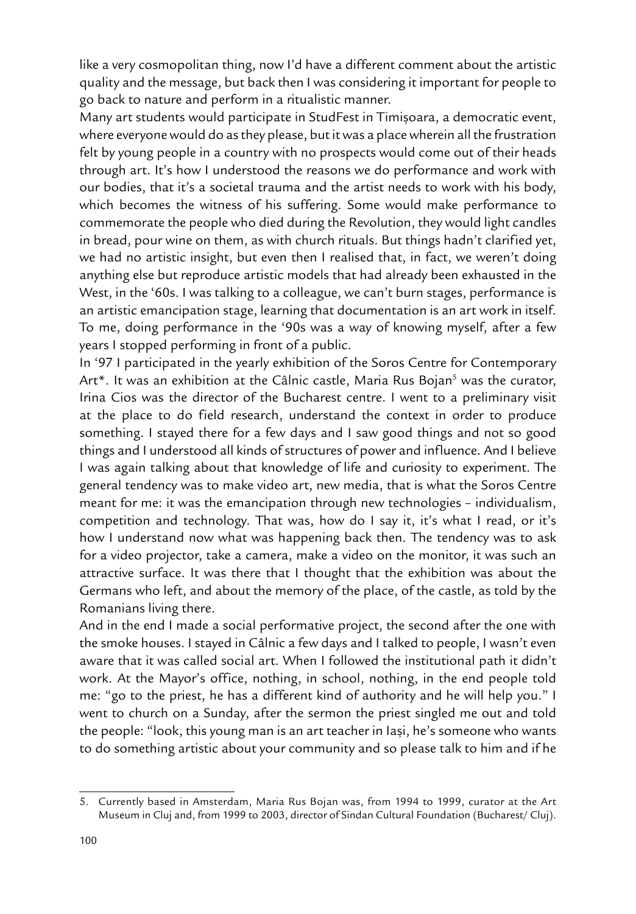like a very cosmopolitan thing, now I'd have a different comment about the artistic quality and the message, but back then I was considering it important for people to go back to nature and perform in a ritualistic manner.

Many art students would participate in StudFest in Timișoara, a democratic event, where everyone would do as they please, but it was a place wherein all the frustration felt by young people in a country with no prospects would come out of their heads through art. It's how I understood the reasons we do performance and work with our bodies, that it's a societal trauma and the artist needs to work with his body, which becomes the witness of his suffering. Some would make performance to commemorate the people who died during the Revolution, they would light candles in bread, pour wine on them, as with church rituals. But things hadn't clarified yet, we had no artistic insight, but even then I realised that, in fact, we weren't doing anything else but reproduce artistic models that had already been exhausted in the West, in the '60s. I was talking to a colleague, we can't burn stages, performance is an artistic emancipation stage, learning that documentation is an art work in itself. To me, doing performance in the '90s was a way of knowing myself, after a few years I stopped performing in front of a public.

In '97 I participated in the yearly exhibition of the Soros Centre for Contemporary Art*. It was an exhibition at the Câlnic castle, Maria Rus Bojan[5] was the curator, Irina Cios was the director of the Bucharest centre. I went to a preliminary visit at the place to do field research, understand the context in order to produce something. I stayed there for a few days and I saw good things and not so good things and I understood all kinds of structures of power and influence. And I believe I was again talking about that knowledge of life and curiosity to experiment. The general tendency was to make video art, new media, that is what the Soros Centre meant for me: it was the emancipation through new technologies – individualism, competition and technology. That was, how do I say it, it's what I read, or it's how I understand now what was happening back then. The tendency was to ask for a video projector, take a camera, make a video on the monitor, it was such an attractive surface. It was there that I thought that the exhibition was about the Germans who left, and about the memory of the place, of the castle, as told by the Romanians living there.

And in the end I made a social performative project, the second after the one with the smoke houses. I stayed in Câlnic a few days and I talked to people, I wasn't even aware that it was called social art. When I followed the institutional path it didn't work. At the Mayor's office, nothing, in school, nothing, in the end people told me: "go to the priest, he has a different kind of authority and he will help you." I went to church on a Sunday, after the sermon the priest singled me out and told the people: "look, this young man is an art teacher in Iași, he's someone who wants to do something artistic about your community and so please talk to him and if he

---

5. Currently based in Amsterdam, Maria Rus Bojan was, from 1994 to 1999, curator at the Art Museum in Cluj and, from 1999 to 2003, director of Sindan Cultural Foundation (Bucharest/ Cluj).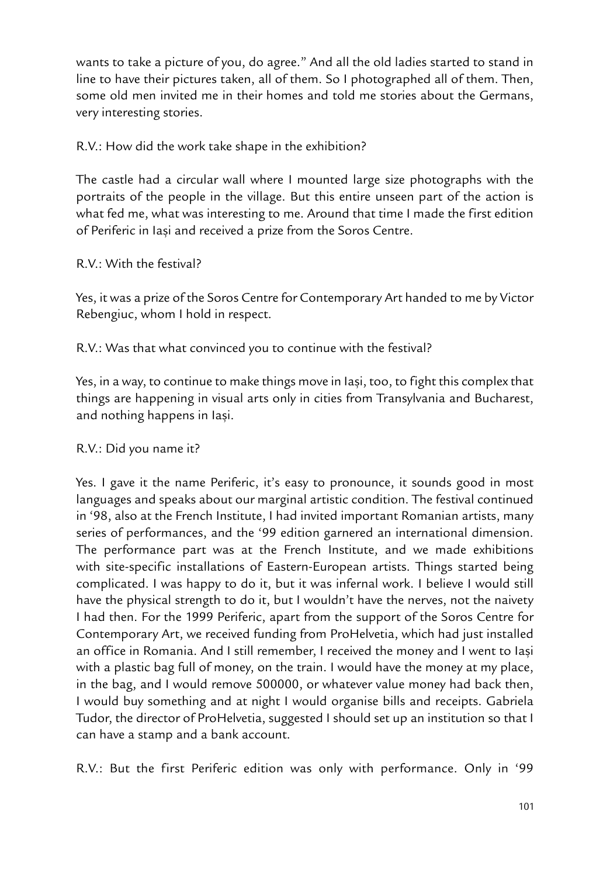wants to take a picture of you, do agree." And all the old ladies started to stand in line to have their pictures taken, all of them. So I photographed all of them. Then, some old men invited me in their homes and told me stories about the Germans, very interesting stories.

R.V.: How did the work take shape in the exhibition?

The castle had a circular wall where I mounted large size photographs with the portraits of the people in the village. But this entire unseen part of the action is what fed me, what was interesting to me. Around that time I made the first edition of Periferic in Iași and received a prize from the Soros Centre.

R.V.: With the festival?

Yes, it was a prize of the Soros Centre for Contemporary Art handed to me by Victor Rebengiuc, whom I hold in respect.

R.V.: Was that what convinced you to continue with the festival?

Yes, in a way, to continue to make things move in Iași, too, to fight this complex that things are happening in visual arts only in cities from Transylvania and Bucharest, and nothing happens in Iași.

R.V.: Did you name it?

Yes. I gave it the name Periferic, it's easy to pronounce, it sounds good in most languages and speaks about our marginal artistic condition. The festival continued in '98, also at the French Institute, I had invited important Romanian artists, many series of performances, and the '99 edition garnered an international dimension. The performance part was at the French Institute, and we made exhibitions with site-specific installations of Eastern-European artists. Things started being complicated. I was happy to do it, but it was infernal work. I believe I would still have the physical strength to do it, but I wouldn't have the nerves, not the naivety I had then. For the 1999 Periferic, apart from the support of the Soros Centre for Contemporary Art, we received funding from ProHelvetia, which had just installed an office in Romania. And I still remember, I received the money and I went to Iași with a plastic bag full of money, on the train. I would have the money at my place, in the bag, and I would remove 500000, or whatever value money had back then, I would buy something and at night I would organise bills and receipts. Gabriela Tudor, the director of ProHelvetia, suggested I should set up an institution so that I can have a stamp and a bank account.

R.V.: But the first Periferic edition was only with performance. Only in '99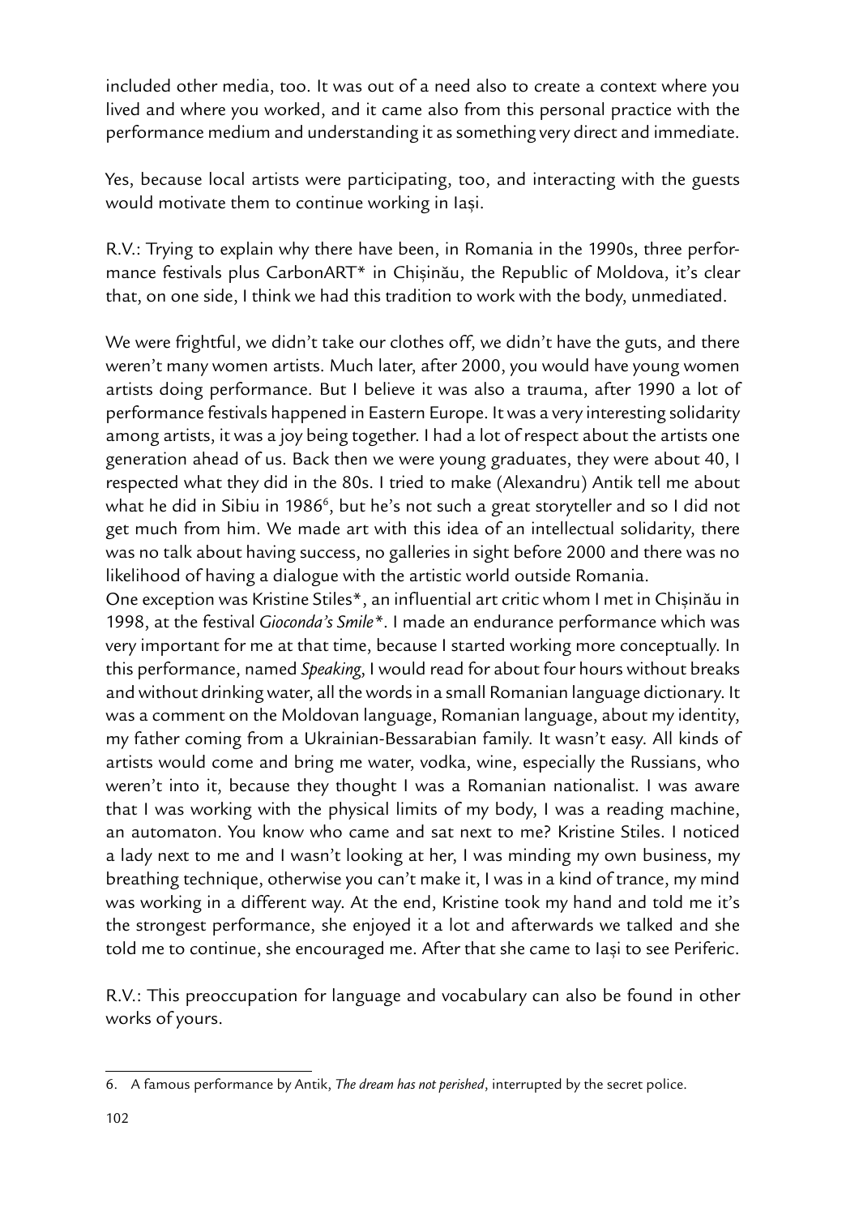included other media, too. It was out of a need also to create a context where you lived and where you worked, and it came also from this personal practice with the performance medium and understanding it as something very direct and immediate.

Yes, because local artists were participating, too, and interacting with the guests would motivate them to continue working in Iași.

R.V.: Trying to explain why there have been, in Romania in the 1990s, three performance festivals plus CarbonART* in Chișinău, the Republic of Moldova, it's clear that, on one side, I think we had this tradition to work with the body, unmediated.

We were frightful, we didn't take our clothes off, we didn't have the guts, and there weren't many women artists. Much later, after 2000, you would have young women artists doing performance. But I believe it was also a trauma, after 1990 a lot of performance festivals happened in Eastern Europe. It was a very interesting solidarity among artists, it was a joy being together. I had a lot of respect about the artists one generation ahead of us. Back then we were young graduates, they were about 40, I respected what they did in the 80s. I tried to make (Alexandru) Antik tell me about what he did in Sibiu in 1986[6], but he's not such a great storyteller and so I did not get much from him. We made art with this idea of an intellectual solidarity, there was no talk about having success, no galleries in sight before 2000 and there was no likelihood of having a dialogue with the artistic world outside Romania.
One exception was Kristine Stiles*, an influential art critic whom I met in Chișinău in 1998, at the festival *Gioconda's Smile**. I made an endurance performance which was very important for me at that time, because I started working more conceptually. In this performance, named *Speaking*, I would read for about four hours without breaks and without drinking water, all the words in a small Romanian language dictionary. It was a comment on the Moldovan language, Romanian language, about my identity, my father coming from a Ukrainian-Bessarabian family. It wasn't easy. All kinds of artists would come and bring me water, vodka, wine, especially the Russians, who weren't into it, because they thought I was a Romanian nationalist. I was aware that I was working with the physical limits of my body, I was a reading machine, an automaton. You know who came and sat next to me? Kristine Stiles. I noticed a lady next to me and I wasn't looking at her, I was minding my own business, my breathing technique, otherwise you can't make it, I was in a kind of trance, my mind was working in a different way. At the end, Kristine took my hand and told me it's the strongest performance, she enjoyed it a lot and afterwards we talked and she told me to continue, she encouraged me. After that she came to Iași to see Periferic.

R.V.: This preoccupation for language and vocabulary can also be found in other works of yours.

---

6. A famous performance by Antik, *The dream has not perished*, interrupted by the secret police.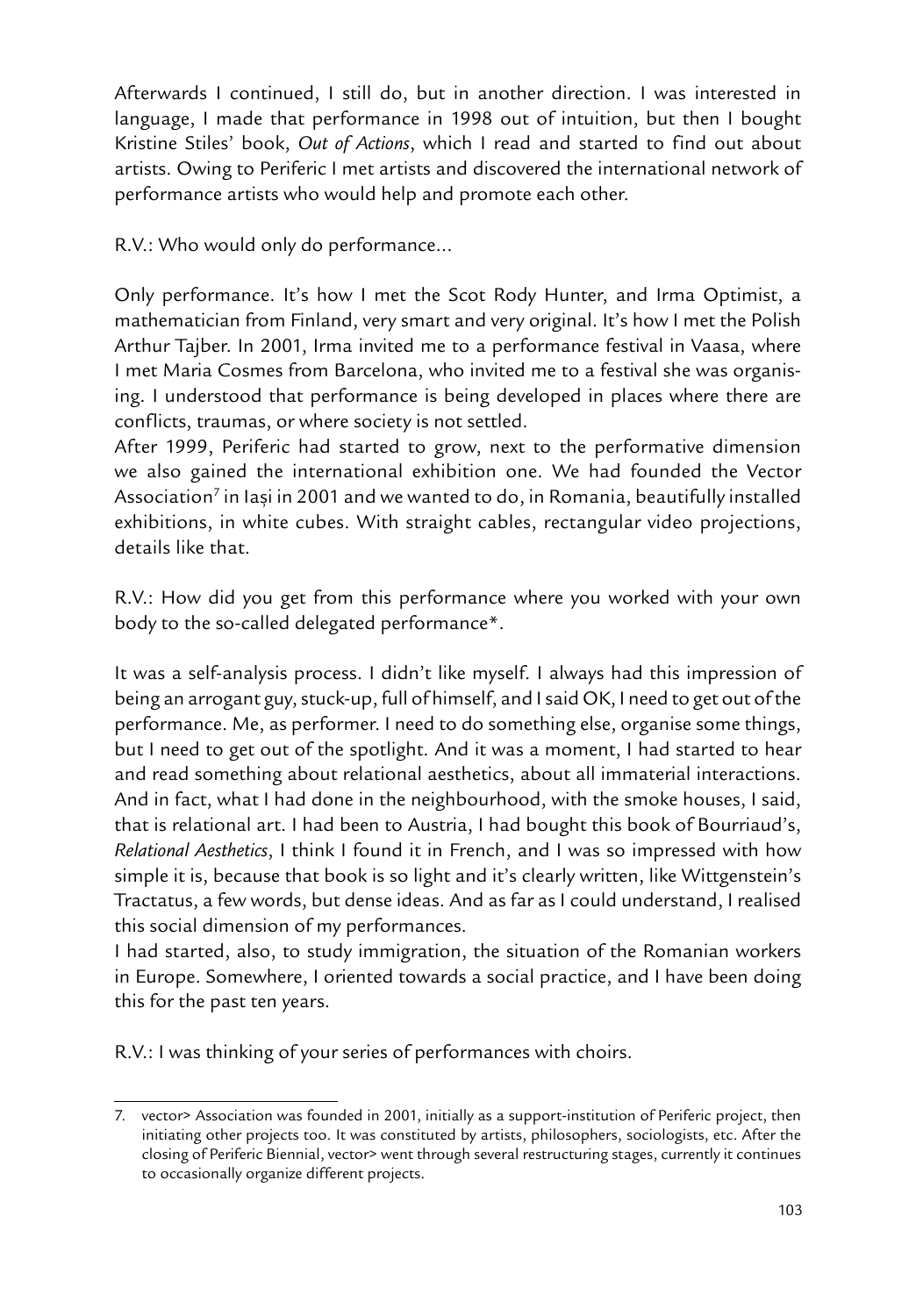Afterwards I continued, I still do, but in another direction. I was interested in language, I made that performance in 1998 out of intuition, but then I bought Kristine Stiles' book, *Out of Actions*, which I read and started to find out about artists. Owing to Periferic I met artists and discovered the international network of performance artists who would help and promote each other.

R.V.: Who would only do performance...

Only performance. It's how I met the Scot Rody Hunter, and Irma Optimist, a mathematician from Finland, very smart and very original. It's how I met the Polish Arthur Tajber. In 2001, Irma invited me to a performance festival in Vaasa, where I met Maria Cosmes from Barcelona, who invited me to a festival she was organising. I understood that performance is being developed in places where there are conflicts, traumas, or where society is not settled.

After 1999, Periferic had started to grow, next to the performative dimension we also gained the international exhibition one. We had founded the Vector Association[7] in Iași in 2001 and we wanted to do, in Romania, beautifully installed exhibitions, in white cubes. With straight cables, rectangular video projections, details like that.

R.V.: How did you get from this performance where you worked with your own body to the so-called delegated performance*.

It was a self-analysis process. I didn't like myself. I always had this impression of being an arrogant guy, stuck-up, full of himself, and I said OK, I need to get out of the performance. Me, as performer. I need to do something else, organise some things, but I need to get out of the spotlight. And it was a moment, I had started to hear and read something about relational aesthetics, about all immaterial interactions. And in fact, what I had done in the neighbourhood, with the smoke houses, I said, that is relational art. I had been to Austria, I had bought this book of Bourriaud's, *Relational Aesthetics*, I think I found it in French, and I was so impressed with how simple it is, because that book is so light and it's clearly written, like Wittgenstein's Tractatus, a few words, but dense ideas. And as far as I could understand, I realised this social dimension of my performances.

I had started, also, to study immigration, the situation of the Romanian workers in Europe. Somewhere, I oriented towards a social practice, and I have been doing this for the past ten years.

R.V.: I was thinking of your series of performances with choirs.

---

7. vector> Association was founded in 2001, initially as a support-institution of Periferic project, then initiating other projects too. It was constituted by artists, philosophers, sociologists, etc. After the closing of Periferic Biennial, vector> went through several restructuring stages, currently it continues to occasionally organize different projects.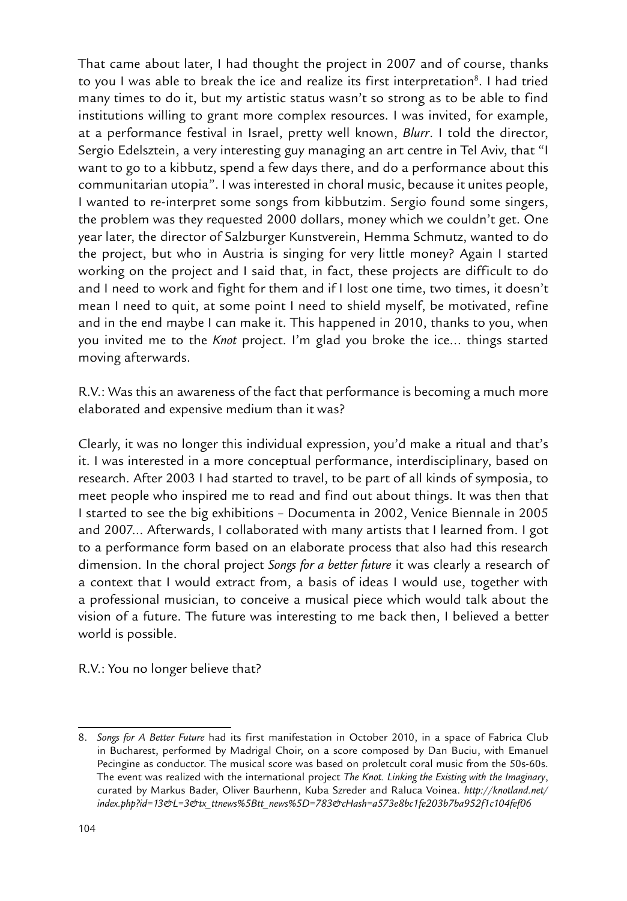That came about later, I had thought the project in 2007 and of course, thanks to you I was able to break the ice and realize its first interpretation[8]. I had tried many times to do it, but my artistic status wasn't so strong as to be able to find institutions willing to grant more complex resources. I was invited, for example, at a performance festival in Israel, pretty well known, *Blurr*. I told the director, Sergio Edelsztein, a very interesting guy managing an art centre in Tel Aviv, that "I want to go to a kibbutz, spend a few days there, and do a performance about this communitarian utopia". I was interested in choral music, because it unites people, I wanted to re-interpret some songs from kibbutzim. Sergio found some singers, the problem was they requested 2000 dollars, money which we couldn't get. One year later, the director of Salzburger Kunstverein, Hemma Schmutz, wanted to do the project, but who in Austria is singing for very little money? Again I started working on the project and I said that, in fact, these projects are difficult to do and I need to work and fight for them and if I lost one time, two times, it doesn't mean I need to quit, at some point I need to shield myself, be motivated, refine and in the end maybe I can make it. This happened in 2010, thanks to you, when you invited me to the *Knot* project. I'm glad you broke the ice... things started moving afterwards.

R.V.: Was this an awareness of the fact that performance is becoming a much more elaborated and expensive medium than it was?

Clearly, it was no longer this individual expression, you'd make a ritual and that's it. I was interested in a more conceptual performance, interdisciplinary, based on research. After 2003 I had started to travel, to be part of all kinds of symposia, to meet people who inspired me to read and find out about things. It was then that I started to see the big exhibitions – Documenta in 2002, Venice Biennale in 2005 and 2007... Afterwards, I collaborated with many artists that I learned from. I got to a performance form based on an elaborate process that also had this research dimension. In the choral project *Songs for a better future* it was clearly a research of a context that I would extract from, a basis of ideas I would use, together with a professional musician, to conceive a musical piece which would talk about the vision of a future. The future was interesting to me back then, I believed a better world is possible.

R.V.: You no longer believe that?

---

8. *Songs for A Better Future* had its first manifestation in October 2010, in a space of Fabrica Club in Bucharest, performed by Madrigal Choir, on a score composed by Dan Buciu, with Emanuel Pecingine as conductor. The musical score was based on proletcult coral music from the 50s-60s. The event was realized with the international project *The Knot. Linking the Existing with the Imaginary*, curated by Markus Bader, Oliver Baurhenn, Kuba Szreder and Raluca Voinea. *http://knotland.net/index.php?id=13&L=3&tx_ttnews%5Btt_news%5D=783&cHash=a573e8bc1fe203b7ba952f1c104fef06*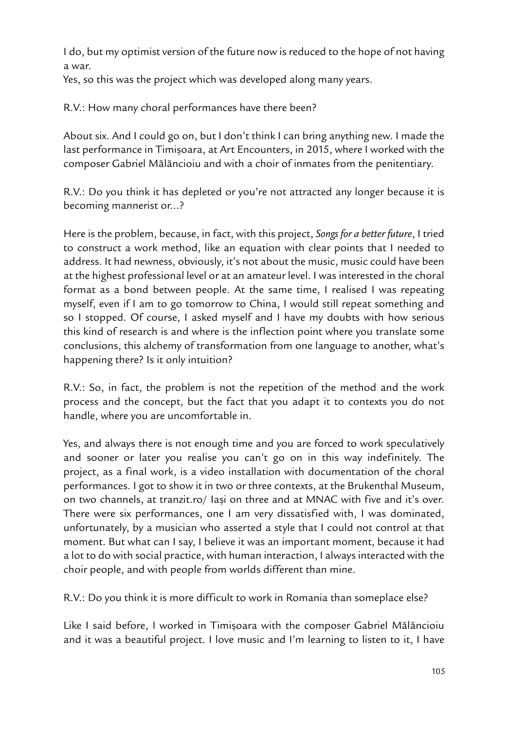I do, but my optimist version of the future now is reduced to the hope of not having a war.
Yes, so this was the project which was developed along many years.

R.V.: How many choral performances have there been?

About six. And I could go on, but I don't think I can bring anything new. I made the last performance in Timișoara, at Art Encounters, in 2015, where I worked with the composer Gabriel Mălăncioiu and with a choir of inmates from the penitentiary.

R.V.: Do you think it has depleted or you're not attracted any longer because it is becoming mannerist or...?

Here is the problem, because, in fact, with this project, *Songs for a better future*, I tried to construct a work method, like an equation with clear points that I needed to address. It had newness, obviously, it's not about the music, music could have been at the highest professional level or at an amateur level. I was interested in the choral format as a bond between people. At the same time, I realised I was repeating myself, even if I am to go tomorrow to China, I would still repeat something and so I stopped. Of course, I asked myself and I have my doubts with how serious this kind of research is and where is the inflection point where you translate some conclusions, this alchemy of transformation from one language to another, what's happening there? Is it only intuition?

R.V.: So, in fact, the problem is not the repetition of the method and the work process and the concept, but the fact that you adapt it to contexts you do not handle, where you are uncomfortable in.

Yes, and always there is not enough time and you are forced to work speculatively and sooner or later you realise you can't go on in this way indefinitely. The project, as a final work, is a video installation with documentation of the choral performances. I got to show it in two or three contexts, at the Brukenthal Museum, on two channels, at tranzit.ro/ Iași on three and at MNAC with five and it's over. There were six performances, one I am very dissatisfied with, I was dominated, unfortunately, by a musician who asserted a style that I could not control at that moment. But what can I say, I believe it was an important moment, because it had a lot to do with social practice, with human interaction, I always interacted with the choir people, and with people from worlds different than mine.

R.V.: Do you think it is more difficult to work in Romania than someplace else?

Like I said before, I worked in Timișoara with the composer Gabriel Mălăncioiu and it was a beautiful project. I love music and I'm learning to listen to it, I have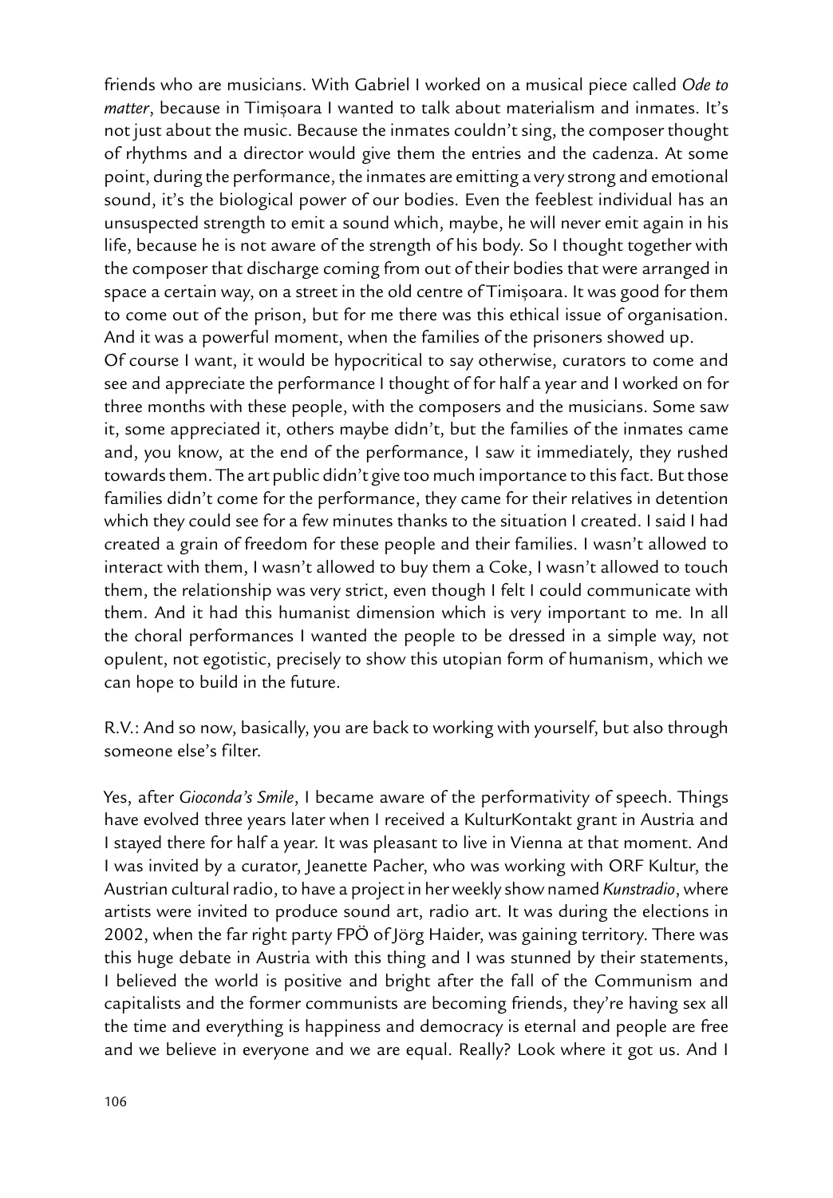friends who are musicians. With Gabriel I worked on a musical piece called *Ode to matter*, because in Timișoara I wanted to talk about materialism and inmates. It's not just about the music. Because the inmates couldn't sing, the composer thought of rhythms and a director would give them the entries and the cadenza. At some point, during the performance, the inmates are emitting a very strong and emotional sound, it's the biological power of our bodies. Even the feeblest individual has an unsuspected strength to emit a sound which, maybe, he will never emit again in his life, because he is not aware of the strength of his body. So I thought together with the composer that discharge coming from out of their bodies that were arranged in space a certain way, on a street in the old centre of Timișoara. It was good for them to come out of the prison, but for me there was this ethical issue of organisation. And it was a powerful moment, when the families of the prisoners showed up.
Of course I want, it would be hypocritical to say otherwise, curators to come and see and appreciate the performance I thought of for half a year and I worked on for three months with these people, with the composers and the musicians. Some saw it, some appreciated it, others maybe didn't, but the families of the inmates came and, you know, at the end of the performance, I saw it immediately, they rushed towards them. The art public didn't give too much importance to this fact. But those families didn't come for the performance, they came for their relatives in detention which they could see for a few minutes thanks to the situation I created. I said I had created a grain of freedom for these people and their families. I wasn't allowed to interact with them, I wasn't allowed to buy them a Coke, I wasn't allowed to touch them, the relationship was very strict, even though I felt I could communicate with them. And it had this humanist dimension which is very important to me. In all the choral performances I wanted the people to be dressed in a simple way, not opulent, not egotistic, precisely to show this utopian form of humanism, which we can hope to build in the future.

R.V.: And so now, basically, you are back to working with yourself, but also through someone else's filter.

Yes, after *Gioconda's Smile*, I became aware of the performativity of speech. Things have evolved three years later when I received a KulturKontakt grant in Austria and I stayed there for half a year. It was pleasant to live in Vienna at that moment. And I was invited by a curator, Jeanette Pacher, who was working with ORF Kultur, the Austrian cultural radio, to have a project in her weekly show named *Kunstradio*, where artists were invited to produce sound art, radio art. It was during the elections in 2002, when the far right party FPÖ of Jörg Haider, was gaining territory. There was this huge debate in Austria with this thing and I was stunned by their statements, I believed the world is positive and bright after the fall of the Communism and capitalists and the former communists are becoming friends, they're having sex all the time and everything is happiness and democracy is eternal and people are free and we believe in everyone and we are equal. Really? Look where it got us. And I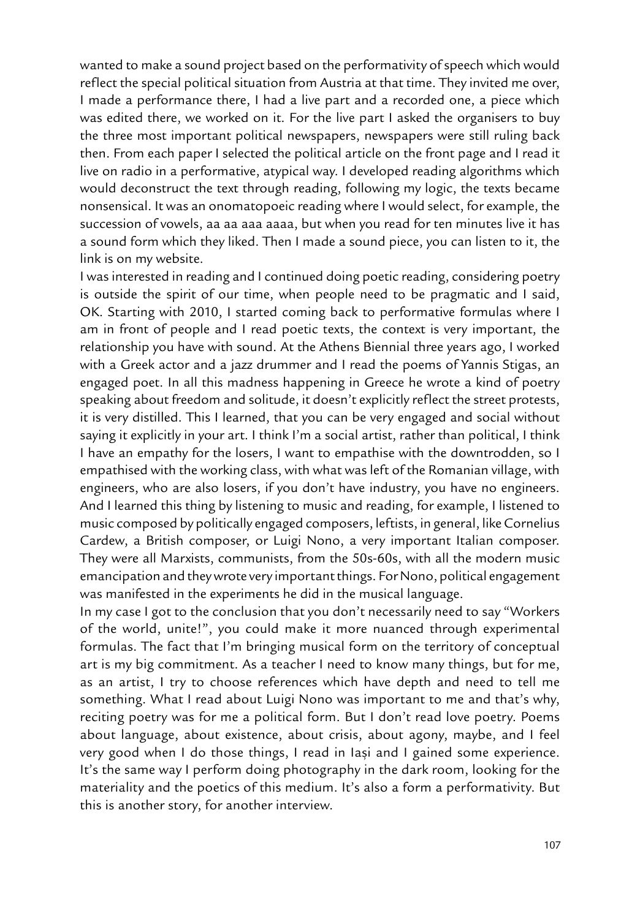wanted to make a sound project based on the performativity of speech which would reflect the special political situation from Austria at that time. They invited me over, I made a performance there, I had a live part and a recorded one, a piece which was edited there, we worked on it. For the live part I asked the organisers to buy the three most important political newspapers, newspapers were still ruling back then. From each paper I selected the political article on the front page and I read it live on radio in a performative, atypical way. I developed reading algorithms which would deconstruct the text through reading, following my logic, the texts became nonsensical. It was an onomatopoeic reading where I would select, for example, the succession of vowels, aa aa aaa aaaa, but when you read for ten minutes live it has a sound form which they liked. Then I made a sound piece, you can listen to it, the link is on my website.

I was interested in reading and I continued doing poetic reading, considering poetry is outside the spirit of our time, when people need to be pragmatic and I said, OK. Starting with 2010, I started coming back to performative formulas where I am in front of people and I read poetic texts, the context is very important, the relationship you have with sound. At the Athens Biennial three years ago, I worked with a Greek actor and a jazz drummer and I read the poems of Yannis Stigas, an engaged poet. In all this madness happening in Greece he wrote a kind of poetry speaking about freedom and solitude, it doesn't explicitly reflect the street protests, it is very distilled. This I learned, that you can be very engaged and social without saying it explicitly in your art. I think I'm a social artist, rather than political, I think I have an empathy for the losers, I want to empathise with the downtrodden, so I empathised with the working class, with what was left of the Romanian village, with engineers, who are also losers, if you don't have industry, you have no engineers. And I learned this thing by listening to music and reading, for example, I listened to music composed by politically engaged composers, leftists, in general, like Cornelius Cardew, a British composer, or Luigi Nono, a very important Italian composer. They were all Marxists, communists, from the 50s-60s, with all the modern music emancipation and they wrote very important things. For Nono, political engagement was manifested in the experiments he did in the musical language.

In my case I got to the conclusion that you don't necessarily need to say "Workers of the world, unite!", you could make it more nuanced through experimental formulas. The fact that I'm bringing musical form on the territory of conceptual art is my big commitment. As a teacher I need to know many things, but for me, as an artist, I try to choose references which have depth and need to tell me something. What I read about Luigi Nono was important to me and that's why, reciting poetry was for me a political form. But I don't read love poetry. Poems about language, about existence, about crisis, about agony, maybe, and I feel very good when I do those things, I read in Iași and I gained some experience. It's the same way I perform doing photography in the dark room, looking for the materiality and the poetics of this medium. It's also a form a performativity. But this is another story, for another interview.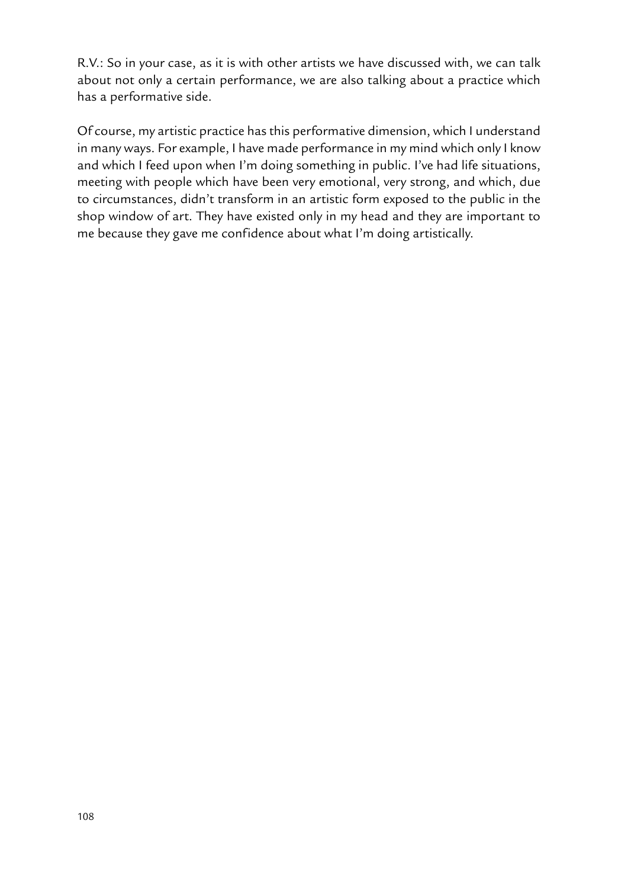R.V.: So in your case, as it is with other artists we have discussed with, we can talk about not only a certain performance, we are also talking about a practice which has a performative side.

Of course, my artistic practice has this performative dimension, which I understand in many ways. For example, I have made performance in my mind which only I know and which I feed upon when I'm doing something in public. I've had life situations, meeting with people which have been very emotional, very strong, and which, due to circumstances, didn't transform in an artistic form exposed to the public in the shop window of art. They have existed only in my head and they are important to me because they gave me confidence about what I'm doing artistically.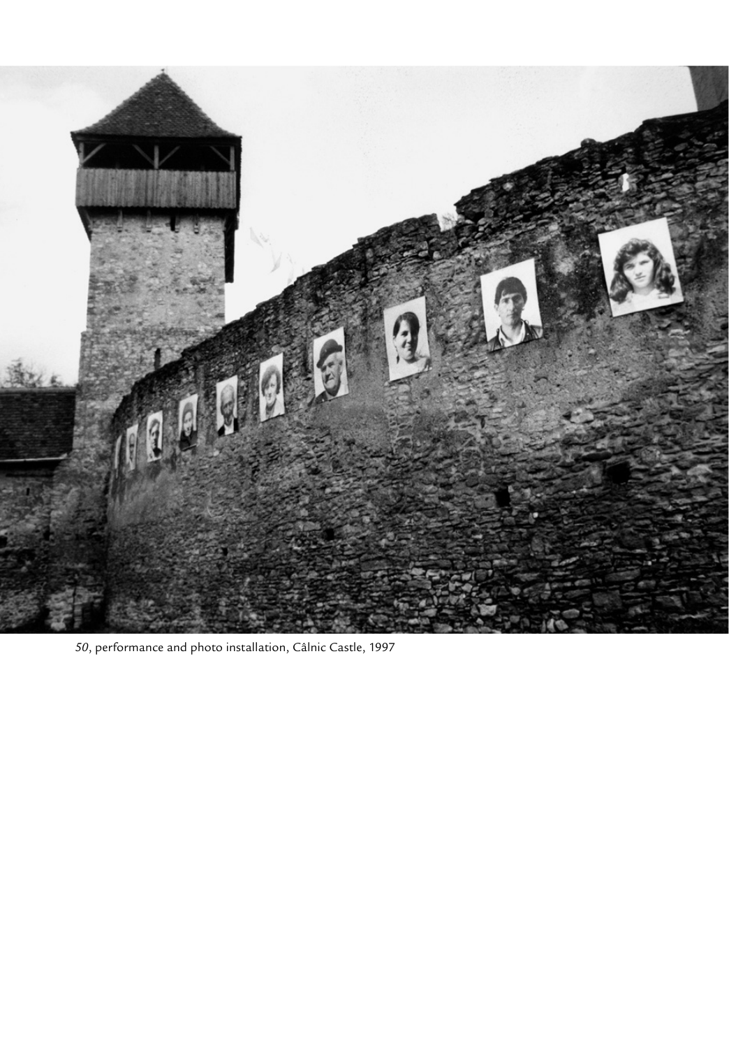*50*, performance and photo installation, Câlnic Castle, 1997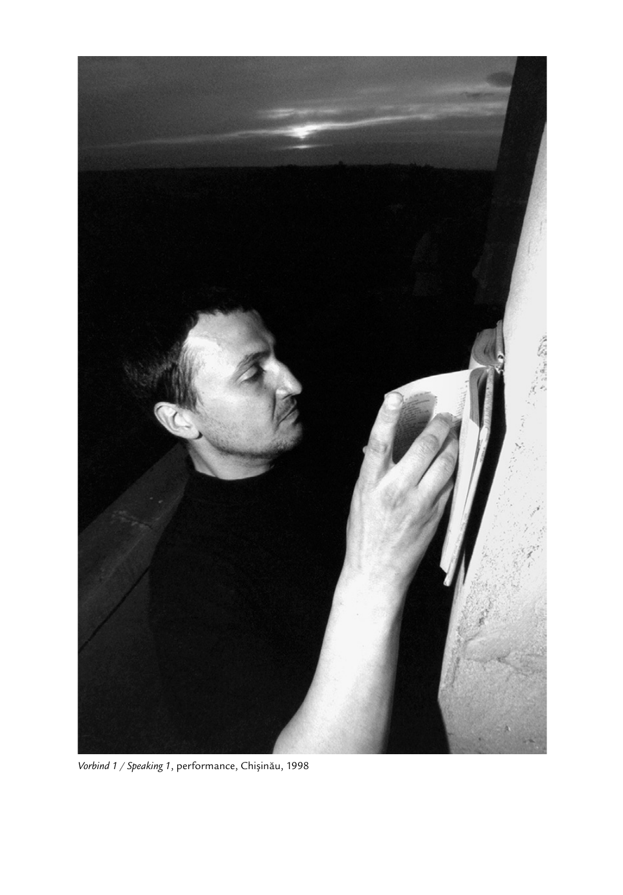*Vorbind 1 / Speaking 1*, performance, Chişinău, 1998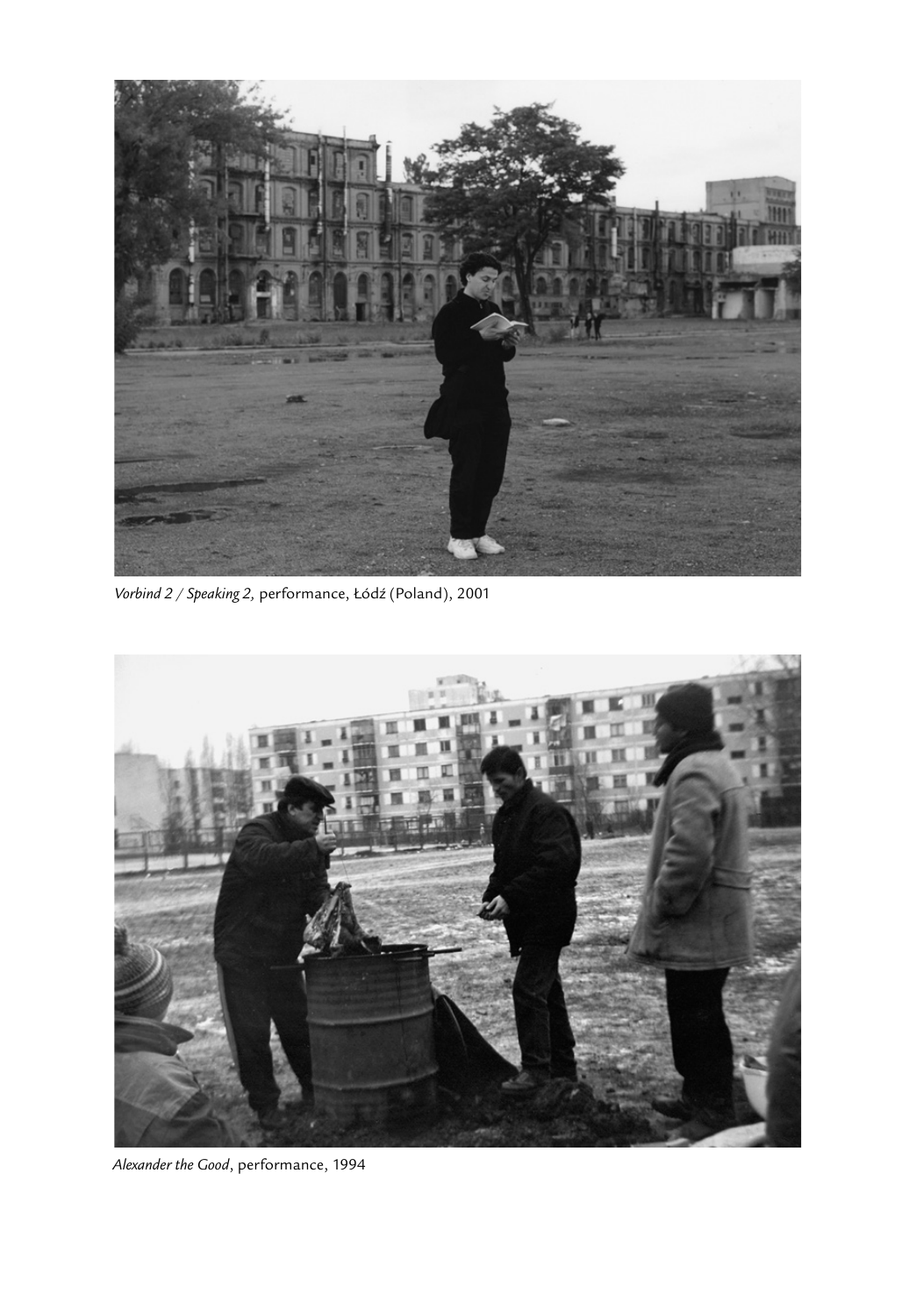*Vorbind 2 / Speaking 2,* performance, Łódź (Poland), 2001

*Alexander the Good*, performance, 1994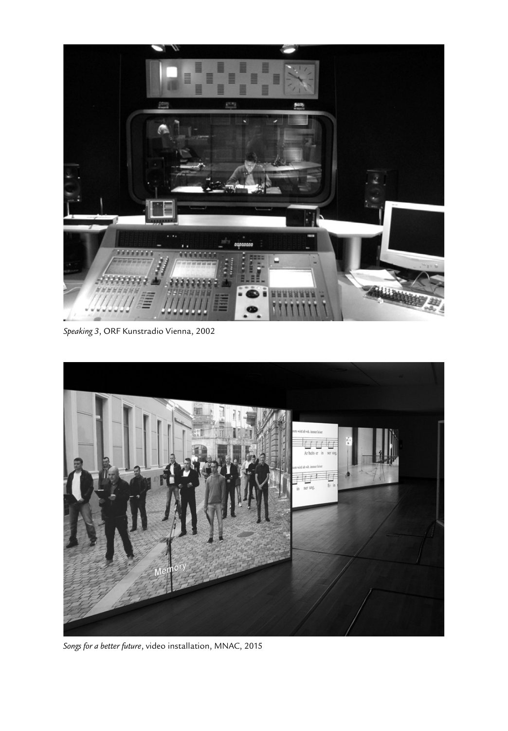*Speaking 3*, ORF Kunstradio Vienna, 2002

*Songs for a better future*, video installation, MNAC, 2015